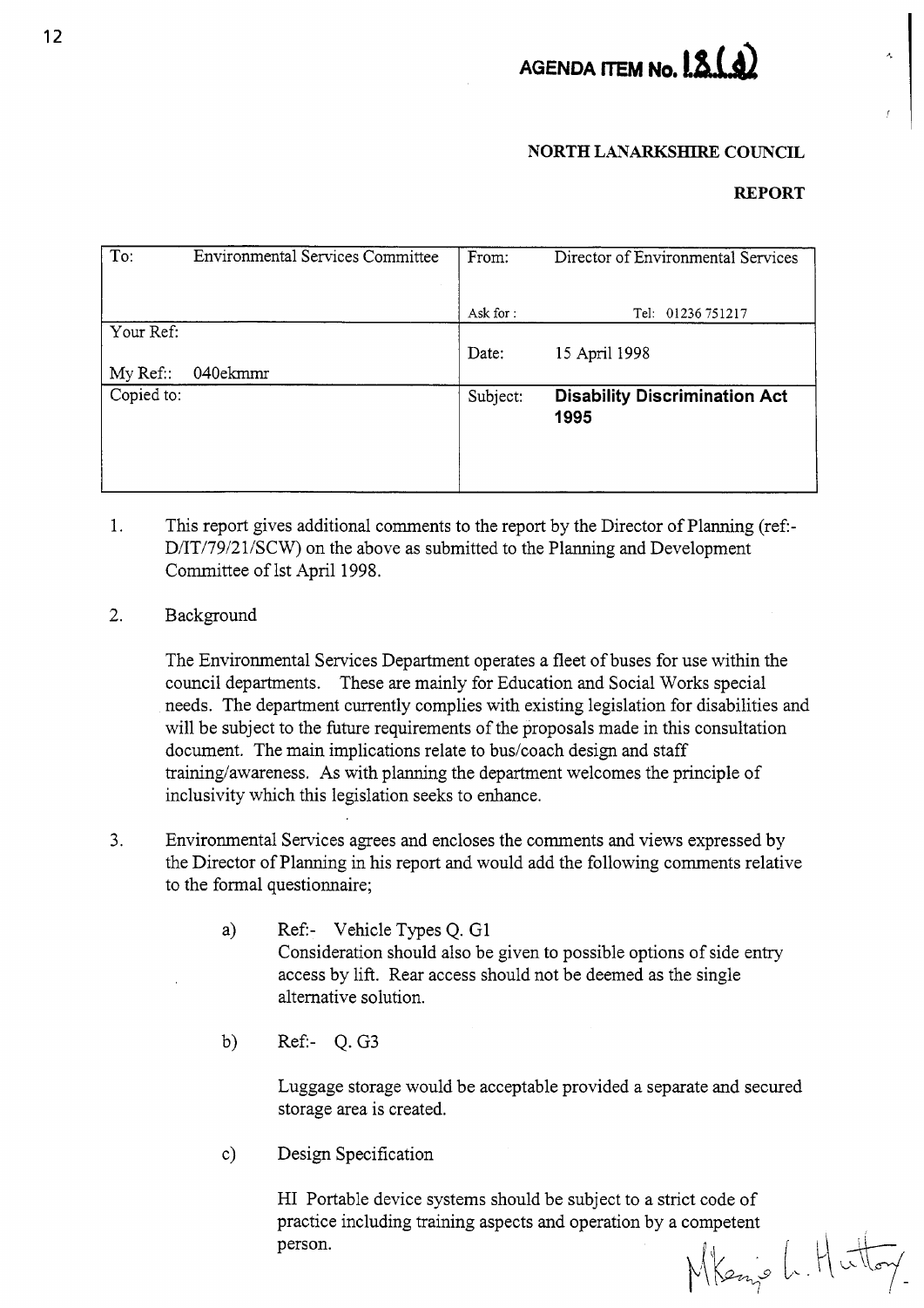# AGENDA ITEM No. 18.(a)

**NORTH LANARKSHIRE COUNCIL**

**REPORT**

| To: Environmental Services Committee | From: Director of Environmental Services |
|---|---|
| | Ask for : Tel: 01236 751217 |
| Your Ref: | Date: 15 April 1998 |
| My Ref:: 040ekmmr | |
| Copied to: | Subject: **Disability Discrimination Act 1995** |

1. This report gives additional comments to the report by the Director of Planning (ref:- D/IT/79/21/SCW) on the above as submitted to the Planning and Development Committee of lst April 1998.

2. Background

   The Environmental Services Department operates a fleet of buses for use within the council departments. These are mainly for Education and Social Works special needs. The department currently complies with existing legislation for disabilities and will be subject to the future requirements of the proposals made in this consultation document. The main implications relate to bus/coach design and staff training/awareness. As with planning the department welcomes the principle of inclusivity which this legislation seeks to enhance.

3. Environmental Services agrees and encloses the comments and views expressed by the Director of Planning in his report and would add the following comments relative to the formal questionnaire;

   a) Ref:- Vehicle Types Q. G1
   Consideration should also be given to possible options of side entry access by lift. Rear access should not be deemed as the single alternative solution.

   b) Ref:- Q. G3

   Luggage storage would be acceptable provided a separate and secured storage area is created.

   c) Design Specification

   HI Portable device systems should be subject to a strict code of practice including training aspects and operation by a competent person.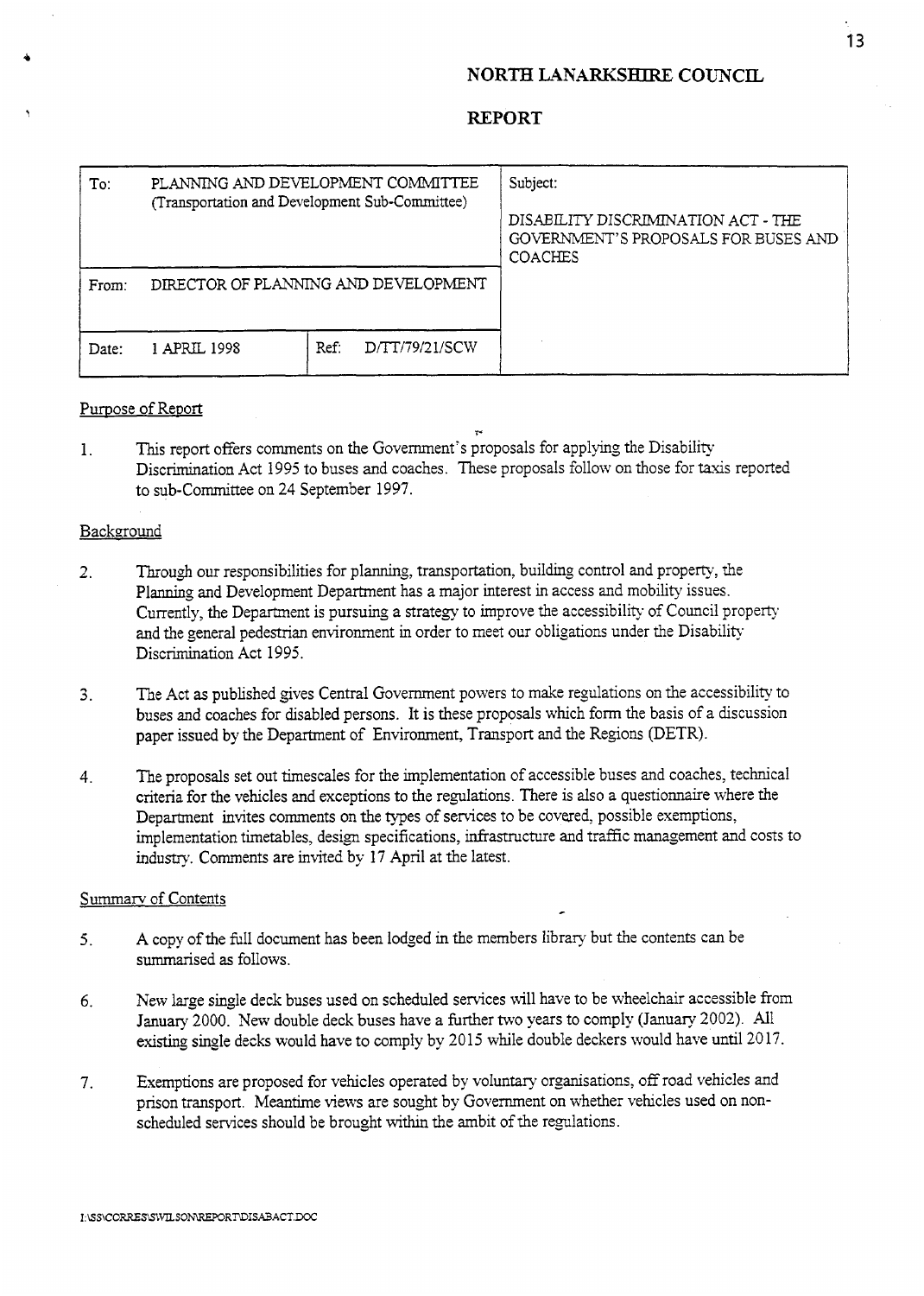# NORTH LANARKSHIRE COUNCIL

## REPORT

| To: | PLANNING AND DEVELOPMENT COMMITTEE (Transportation and Development Sub-Committee) | | Subject: DISABILITY DISCRIMINATION ACT - THE GOVERNMENT'S PROPOSALS FOR BUSES AND COACHES |
|---|---|---|---|
| From: | DIRECTOR OF PLANNING AND DEVELOPMENT | | |
| Date: | 1 APRIL 1998 | Ref: D/TT/79/21/SCW | |

Purpose of Report

1. This report offers comments on the Government's proposals for applying the Disability Discrimination Act 1995 to buses and coaches. These proposals follow on those for taxis reported to sub-Committee on 24 September 1997.

Background

2. Through our responsibilities for planning, transportation, building control and property, the Planning and Development Department has a major interest in access and mobility issues. Currently, the Department is pursuing a strategy to improve the accessibility of Council property and the general pedestrian environment in order to meet our obligations under the Disability Discrimination Act 1995.

3. The Act as published gives Central Government powers to make regulations on the accessibility to buses and coaches for disabled persons. It is these proposals which form the basis of a discussion paper issued by the Department of Environment, Transport and the Regions (DETR).

4. The proposals set out timescales for the implementation of accessible buses and coaches, technical criteria for the vehicles and exceptions to the regulations. There is also a questionnaire where the Department invites comments on the types of services to be covered, possible exemptions, implementation timetables, design specifications, infrastructure and traffic management and costs to industry. Comments are invited by 17 April at the latest.

Summary of Contents

5. A copy of the full document has been lodged in the members library but the contents can be summarised as follows.

6. New large single deck buses used on scheduled services will have to be wheelchair accessible from January 2000. New double deck buses have a further two years to comply (January 2002). All existing single decks would have to comply by 2015 while double deckers would have until 2017.

7. Exemptions are proposed for vehicles operated by voluntary organisations, off road vehicles and prison transport. Meantime views are sought by Government on whether vehicles used on non-scheduled services should be brought within the ambit of the regulations.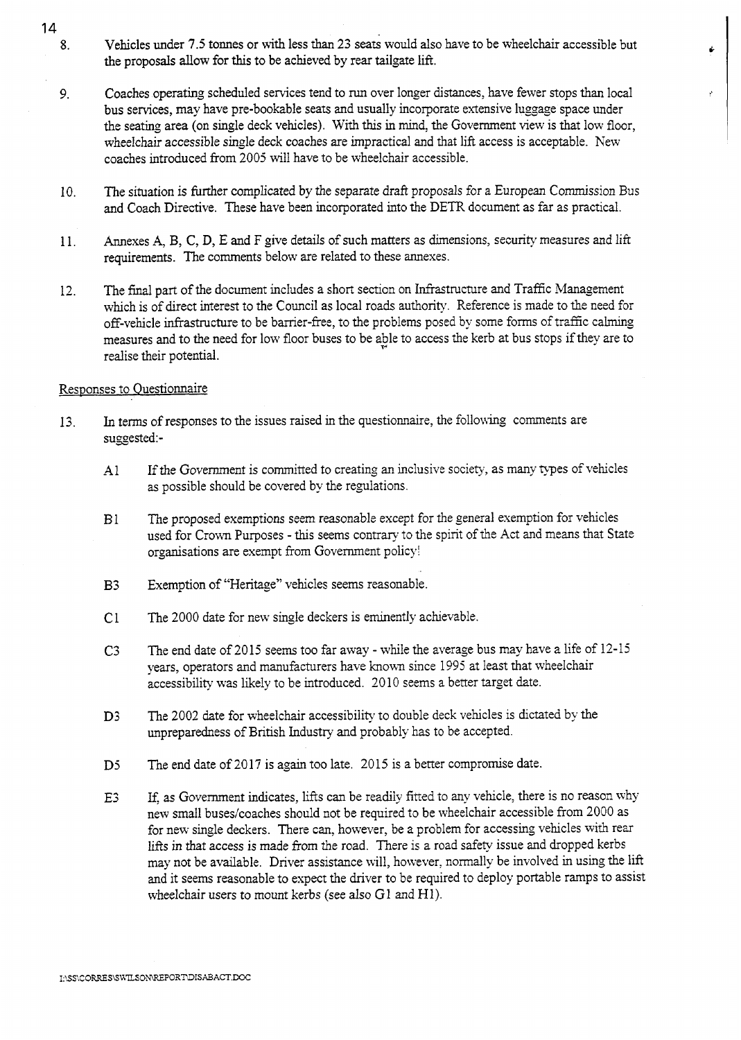8. Vehicles under 7.5 tonnes or with less than 23 seats would also have to be wheelchair accessible but the proposals allow for this to be achieved by rear tailgate lift.

9. Coaches operating scheduled services tend to run over longer distances, have fewer stops than local bus services, may have pre-bookable seats and usually incorporate extensive luggage space under the seating area (on single deck vehicles). With this in mind, the Government view is that low floor, wheelchair accessible single deck coaches are impractical and that lift access is acceptable. New coaches introduced from 2005 will have to be wheelchair accessible.

10. The situation is further complicated by the separate draft proposals for a European Commission Bus and Coach Directive. These have been incorporated into the DETR document as far as practical.

11. Annexes A, B, C, D, E and F give details of such matters as dimensions, security measures and lift requirements. The comments below are related to these annexes.

12. The final part of the document includes a short section on Infrastructure and Traffic Management which is of direct interest to the Council as local roads authority. Reference is made to the need for off-vehicle infrastructure to be barrier-free, to the problems posed by some forms of traffic calming measures and to the need for low floor buses to be able to access the kerb at bus stops if they are to realise their potential.

Responses to Questionnaire

13. In terms of responses to the issues raised in the questionnaire, the following comments are suggested:-

A1 If the Government is committed to creating an inclusive society, as many types of vehicles as possible should be covered by the regulations.

B1 The proposed exemptions seem reasonable except for the general exemption for vehicles used for Crown Purposes - this seems contrary to the spirit of the Act and means that State organisations are exempt from Government policy!

B3 Exemption of "Heritage" vehicles seems reasonable.

C1 The 2000 date for new single deckers is eminently achievable.

C3 The end date of 2015 seems too far away - while the average bus may have a life of 12-15 years, operators and manufacturers have known since 1995 at least that wheelchair accessibility was likely to be introduced. 2010 seems a better target date.

D3 The 2002 date for wheelchair accessibility to double deck vehicles is dictated by the unpreparedness of British Industry and probably has to be accepted.

D5 The end date of 2017 is again too late. 2015 is a better compromise date.

E3 If, as Government indicates, lifts can be readily fitted to any vehicle, there is no reason why new small buses/coaches should not be required to be wheelchair accessible from 2000 as for new single deckers. There can, however, be a problem for accessing vehicles with rear lifts in that access is made from the road. There is a road safety issue and dropped kerbs may not be available. Driver assistance will, however, normally be involved in using the lift and it seems reasonable to expect the driver to be required to deploy portable ramps to assist wheelchair users to mount kerbs (see also G1 and H1).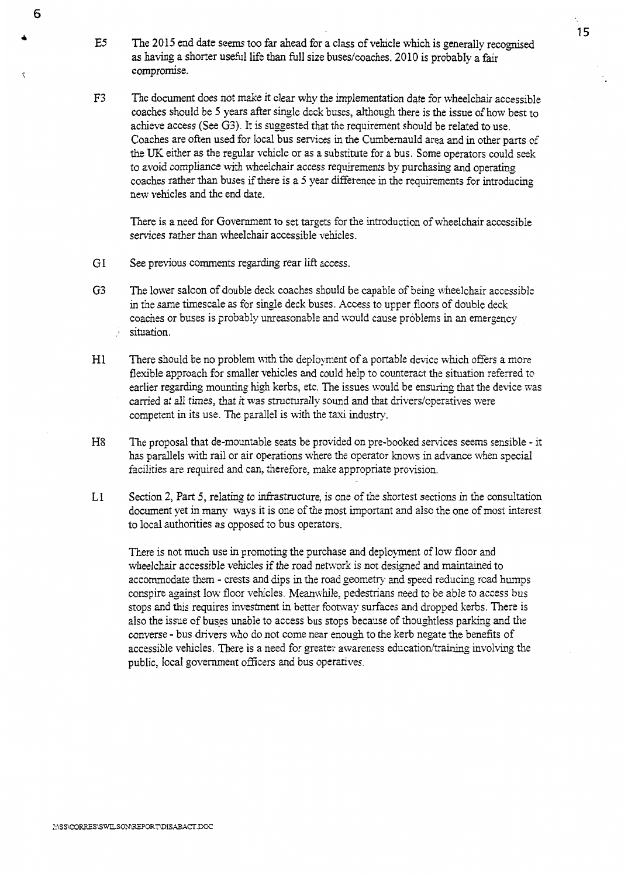E5 The 2015 end date seems too far ahead for a class of vehicle which is generally recognised as having a shorter useful life than full size buses/coaches. 2010 is probably a fair compromise.

F3 The document does not make it clear why the implementation date for wheelchair accessible coaches should be 5 years after single deck buses, although there is the issue of how best to achieve access (See G3). It is suggested that the requirement should be related to use. Coaches are often used for local bus services in the Cumbernauld area and in other parts of the UK either as the regular vehicle or as a substitute for a bus. Some operators could seek to avoid compliance with wheelchair access requirements by purchasing and operating coaches rather than buses if there is a 5 year difference in the requirements for introducing new vehicles and the end date.

There is a need for Government to set targets for the introduction of wheelchair accessible services rather than wheelchair accessible vehicles.

G1 See previous comments regarding rear lift access.

G3 The lower saloon of double deck coaches should be capable of being wheelchair accessible in the same timescale as for single deck buses. Access to upper floors of double deck coaches or buses is probably unreasonable and would cause problems in an emergency situation.

H1 There should be no problem with the deployment of a portable device which offers a more flexible approach for smaller vehicles and could help to counteract the situation referred to earlier regarding mounting high kerbs, etc. The issues would be ensuring that the device was carried at all times, that it was structurally sound and that drivers/operatives were competent in its use. The parallel is with the taxi industry.

H8 The proposal that de-mountable seats be provided on pre-booked services seems sensible - it has parallels with rail or air operations where the operator knows in advance when special facilities are required and can, therefore, make appropriate provision.

L1 Section 2, Part 5, relating to infrastructure, is one of the shortest sections in the consultation document yet in many ways it is one of the most important and also the one of most interest to local authorities as opposed to bus operators.

There is not much use in promoting the purchase and deployment of low floor and wheelchair accessible vehicles if the road network is not designed and maintained to accommodate them - crests and dips in the road geometry and speed reducing road humps conspire against low floor vehicles. Meanwhile, pedestrians need to be able to access bus stops and this requires investment in better footway surfaces and dropped kerbs. There is also the issue of buses unable to access bus stops because of thoughtless parking and the converse - bus drivers who do not come near enough to the kerb negate the benefits of accessible vehicles. There is a need for greater awareness education/training involving the public, local government officers and bus operatives.

I:\SS\CORRES\SWILSON\REPORT\DISABACT.DOC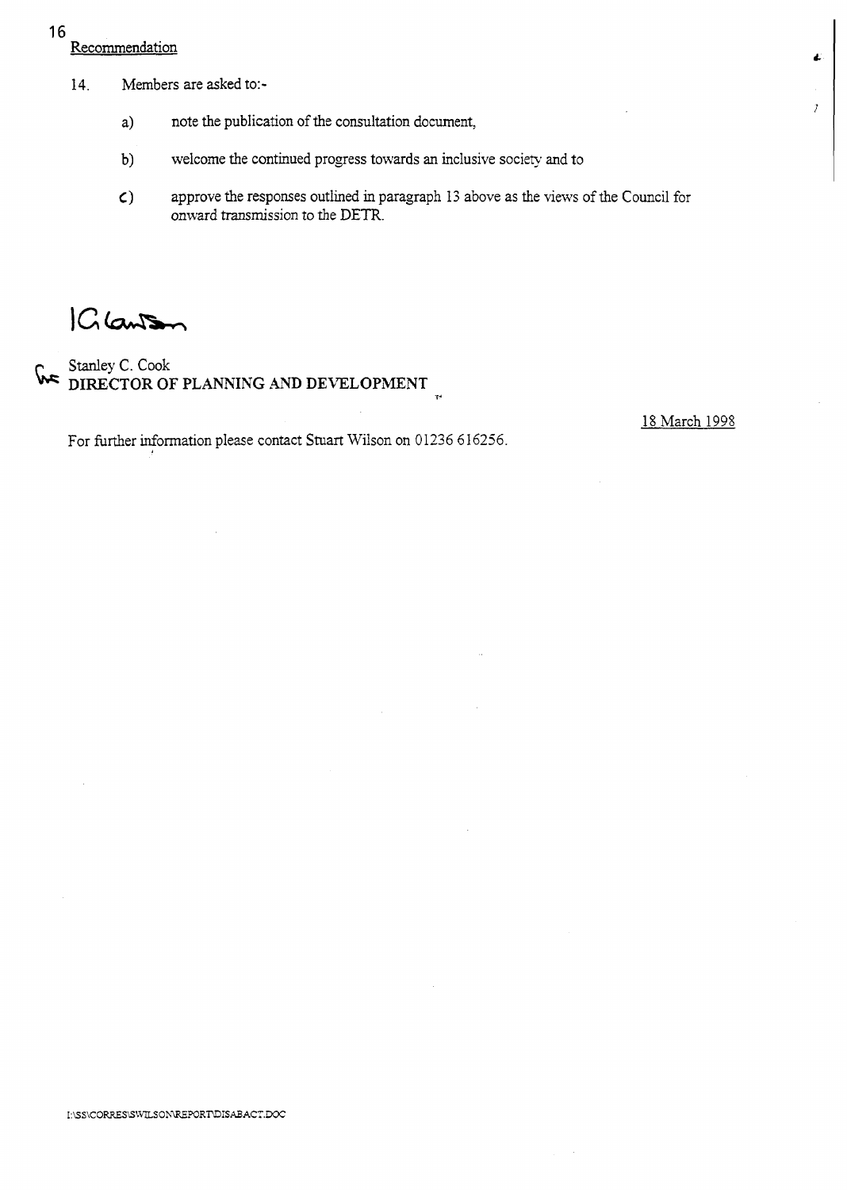## Recommendation

14. Members are asked to:-

    a) note the publication of the consultation document,

    b) welcome the continued progress towards an inclusive society and to

    c) approve the responses outlined in paragraph 13 above as the views of the Council for onward transmission to the DETR.

Stanley C. Cook
**DIRECTOR OF PLANNING AND DEVELOPMENT**

18 March 1998

For further information please contact Stuart Wilson on 01236 616256.

I:\SS\CORRES\SWILSON\REPORT\DISABACT.DOC